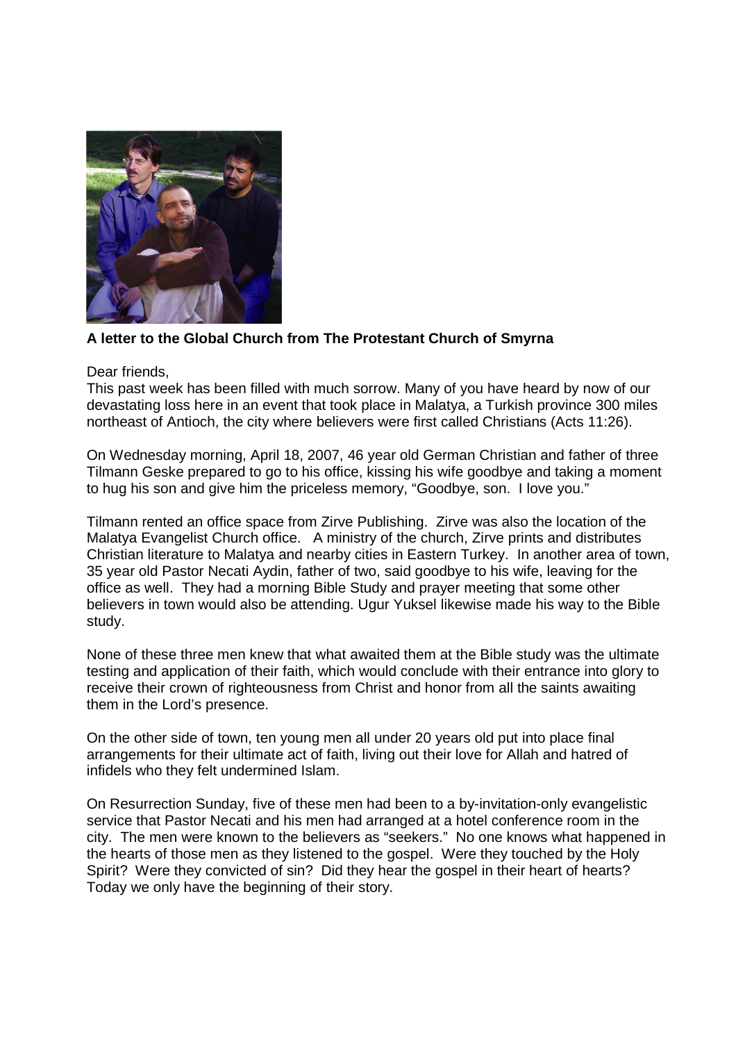**A letter to the Global Church from The Protestant Church of Smyrna**

Dear friends,
This past week has been filled with much sorrow. Many of you have heard by now of our devastating loss here in an event that took place in Malatya, a Turkish province 300 miles northeast of Antioch, the city where believers were first called Christians (Acts 11:26).

On Wednesday morning, April 18, 2007, 46 year old German Christian and father of three Tilmann Geske prepared to go to his office, kissing his wife goodbye and taking a moment to hug his son and give him the priceless memory, "Goodbye, son. I love you."

Tilmann rented an office space from Zirve Publishing. Zirve was also the location of the Malatya Evangelist Church office. A ministry of the church, Zirve prints and distributes Christian literature to Malatya and nearby cities in Eastern Turkey. In another area of town, 35 year old Pastor Necati Aydin, father of two, said goodbye to his wife, leaving for the office as well. They had a morning Bible Study and prayer meeting that some other believers in town would also be attending. Ugur Yuksel likewise made his way to the Bible study.

None of these three men knew that what awaited them at the Bible study was the ultimate testing and application of their faith, which would conclude with their entrance into glory to receive their crown of righteousness from Christ and honor from all the saints awaiting them in the Lord's presence.

On the other side of town, ten young men all under 20 years old put into place final arrangements for their ultimate act of faith, living out their love for Allah and hatred of infidels who they felt undermined Islam.

On Resurrection Sunday, five of these men had been to a by-invitation-only evangelistic service that Pastor Necati and his men had arranged at a hotel conference room in the city. The men were known to the believers as "seekers." No one knows what happened in the hearts of those men as they listened to the gospel. Were they touched by the Holy Spirit? Were they convicted of sin? Did they hear the gospel in their heart of hearts? Today we only have the beginning of their story.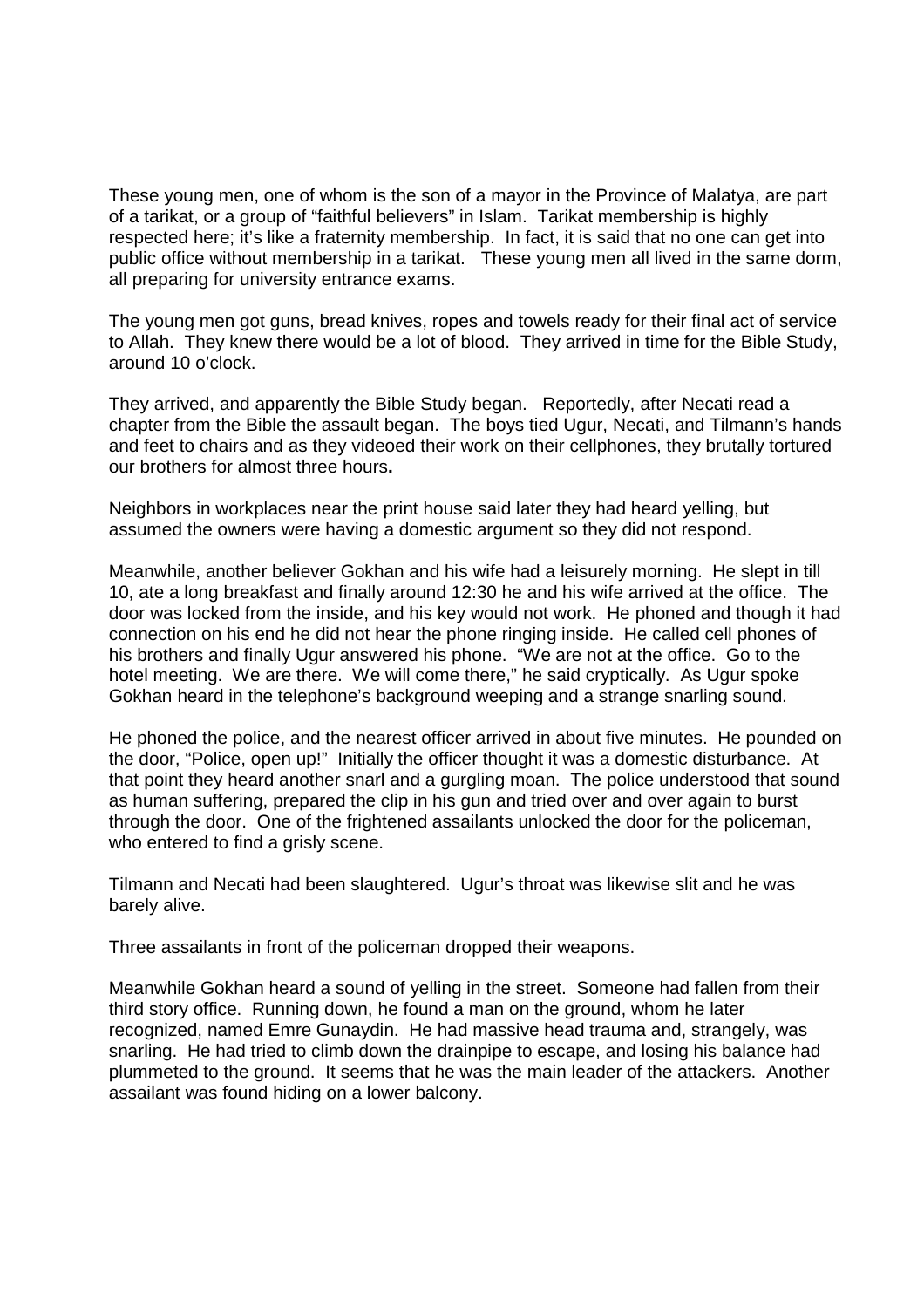These young men, one of whom is the son of a mayor in the Province of Malatya, are part of a tarikat, or a group of "faithful believers" in Islam. Tarikat membership is highly respected here; it's like a fraternity membership. In fact, it is said that no one can get into public office without membership in a tarikat. These young men all lived in the same dorm, all preparing for university entrance exams.

The young men got guns, bread knives, ropes and towels ready for their final act of service to Allah. They knew there would be a lot of blood. They arrived in time for the Bible Study, around 10 o'clock.

They arrived, and apparently the Bible Study began. Reportedly, after Necati read a chapter from the Bible the assault began. The boys tied Ugur, Necati, and Tilmann's hands and feet to chairs and as they videoed their work on their cellphones, they brutally tortured our brothers for almost three hours**.**

Neighbors in workplaces near the print house said later they had heard yelling, but assumed the owners were having a domestic argument so they did not respond.

Meanwhile, another believer Gokhan and his wife had a leisurely morning. He slept in till 10, ate a long breakfast and finally around 12:30 he and his wife arrived at the office. The door was locked from the inside, and his key would not work. He phoned and though it had connection on his end he did not hear the phone ringing inside. He called cell phones of his brothers and finally Ugur answered his phone. "We are not at the office. Go to the hotel meeting. We are there. We will come there," he said cryptically. As Ugur spoke Gokhan heard in the telephone's background weeping and a strange snarling sound.

He phoned the police, and the nearest officer arrived in about five minutes. He pounded on the door, "Police, open up!" Initially the officer thought it was a domestic disturbance. At that point they heard another snarl and a gurgling moan. The police understood that sound as human suffering, prepared the clip in his gun and tried over and over again to burst through the door. One of the frightened assailants unlocked the door for the policeman, who entered to find a grisly scene.

Tilmann and Necati had been slaughtered. Ugur's throat was likewise slit and he was barely alive.

Three assailants in front of the policeman dropped their weapons.

Meanwhile Gokhan heard a sound of yelling in the street. Someone had fallen from their third story office. Running down, he found a man on the ground, whom he later recognized, named Emre Gunaydin. He had massive head trauma and, strangely, was snarling. He had tried to climb down the drainpipe to escape, and losing his balance had plummeted to the ground. It seems that he was the main leader of the attackers. Another assailant was found hiding on a lower balcony.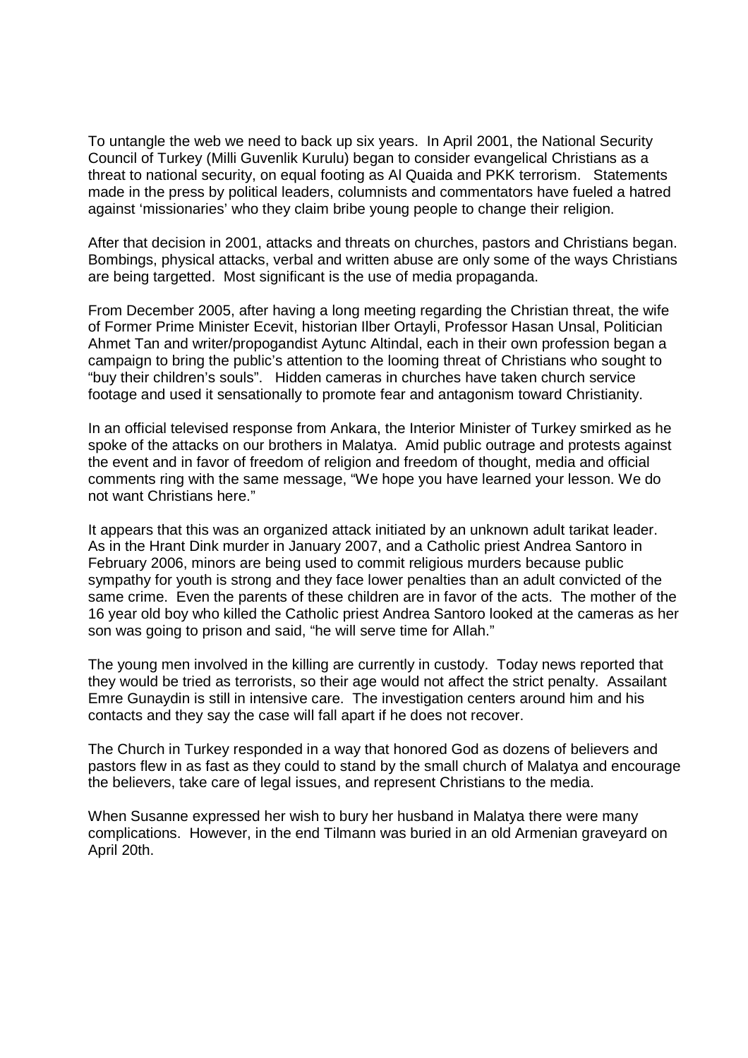To untangle the web we need to back up six years. In April 2001, the National Security Council of Turkey (Milli Guvenlik Kurulu) began to consider evangelical Christians as a threat to national security, on equal footing as Al Quaida and PKK terrorism. Statements made in the press by political leaders, columnists and commentators have fueled a hatred against 'missionaries' who they claim bribe young people to change their religion.

After that decision in 2001, attacks and threats on churches, pastors and Christians began. Bombings, physical attacks, verbal and written abuse are only some of the ways Christians are being targetted. Most significant is the use of media propaganda.

From December 2005, after having a long meeting regarding the Christian threat, the wife of Former Prime Minister Ecevit, historian Ilber Ortayli, Professor Hasan Unsal, Politician Ahmet Tan and writer/propogandist Aytunc Altindal, each in their own profession began a campaign to bring the public's attention to the looming threat of Christians who sought to "buy their children's souls". Hidden cameras in churches have taken church service footage and used it sensationally to promote fear and antagonism toward Christianity.

In an official televised response from Ankara, the Interior Minister of Turkey smirked as he spoke of the attacks on our brothers in Malatya. Amid public outrage and protests against the event and in favor of freedom of religion and freedom of thought, media and official comments ring with the same message, "We hope you have learned your lesson. We do not want Christians here."

It appears that this was an organized attack initiated by an unknown adult tarikat leader. As in the Hrant Dink murder in January 2007, and a Catholic priest Andrea Santoro in February 2006, minors are being used to commit religious murders because public sympathy for youth is strong and they face lower penalties than an adult convicted of the same crime. Even the parents of these children are in favor of the acts. The mother of the 16 year old boy who killed the Catholic priest Andrea Santoro looked at the cameras as her son was going to prison and said, "he will serve time for Allah."

The young men involved in the killing are currently in custody. Today news reported that they would be tried as terrorists, so their age would not affect the strict penalty. Assailant Emre Gunaydin is still in intensive care. The investigation centers around him and his contacts and they say the case will fall apart if he does not recover.

The Church in Turkey responded in a way that honored God as dozens of believers and pastors flew in as fast as they could to stand by the small church of Malatya and encourage the believers, take care of legal issues, and represent Christians to the media.

When Susanne expressed her wish to bury her husband in Malatya there were many complications. However, in the end Tilmann was buried in an old Armenian graveyard on April 20th.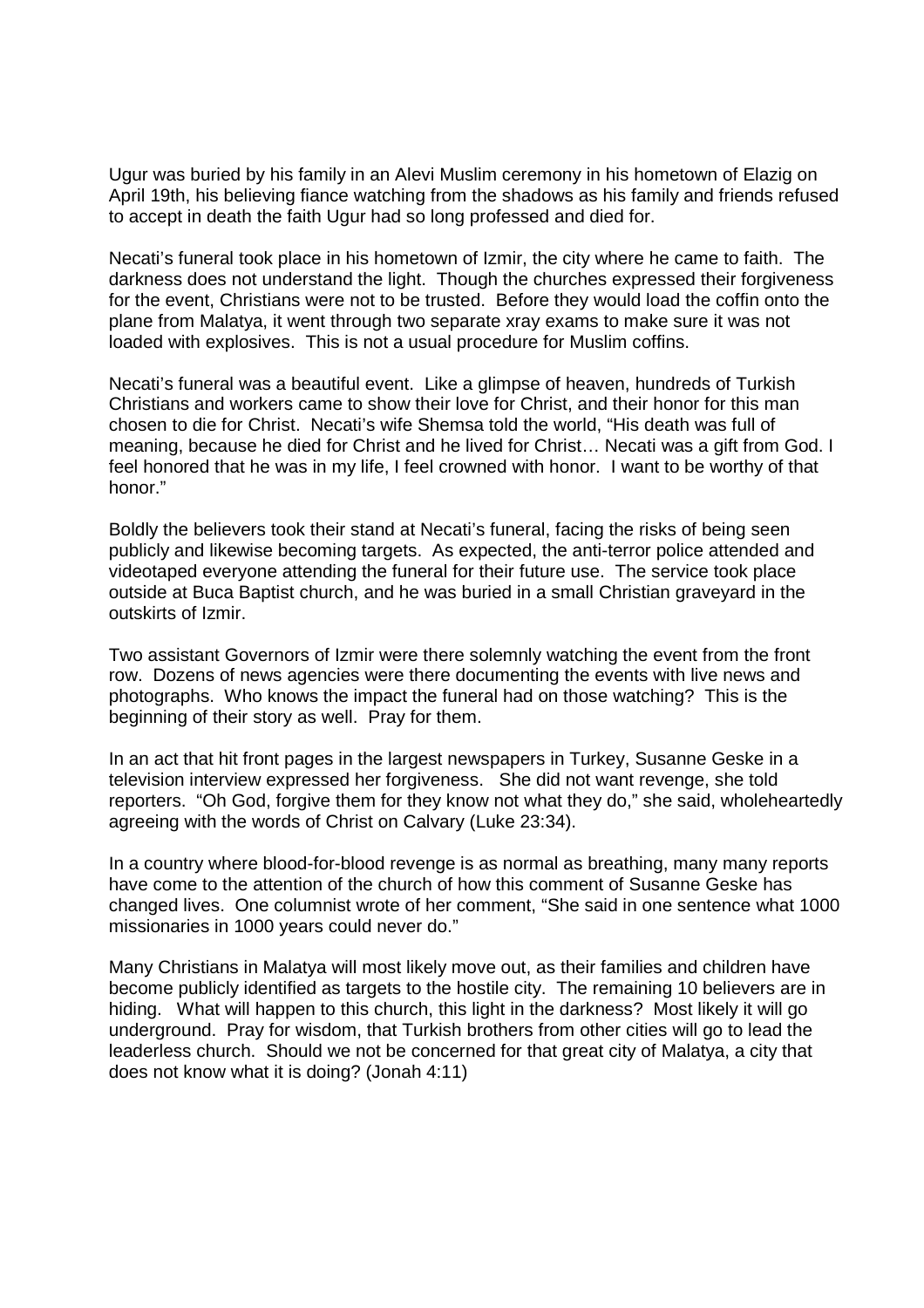Ugur was buried by his family in an Alevi Muslim ceremony in his hometown of Elazig on April 19th, his believing fiance watching from the shadows as his family and friends refused to accept in death the faith Ugur had so long professed and died for.

Necati's funeral took place in his hometown of Izmir, the city where he came to faith. The darkness does not understand the light. Though the churches expressed their forgiveness for the event, Christians were not to be trusted. Before they would load the coffin onto the plane from Malatya, it went through two separate xray exams to make sure it was not loaded with explosives. This is not a usual procedure for Muslim coffins.

Necati's funeral was a beautiful event. Like a glimpse of heaven, hundreds of Turkish Christians and workers came to show their love for Christ, and their honor for this man chosen to die for Christ. Necati's wife Shemsa told the world, "His death was full of meaning, because he died for Christ and he lived for Christ… Necati was a gift from God. I feel honored that he was in my life, I feel crowned with honor. I want to be worthy of that honor."

Boldly the believers took their stand at Necati's funeral, facing the risks of being seen publicly and likewise becoming targets. As expected, the anti-terror police attended and videotaped everyone attending the funeral for their future use. The service took place outside at Buca Baptist church, and he was buried in a small Christian graveyard in the outskirts of Izmir.

Two assistant Governors of Izmir were there solemnly watching the event from the front row. Dozens of news agencies were there documenting the events with live news and photographs. Who knows the impact the funeral had on those watching? This is the beginning of their story as well. Pray for them.

In an act that hit front pages in the largest newspapers in Turkey, Susanne Geske in a television interview expressed her forgiveness. She did not want revenge, she told reporters. "Oh God, forgive them for they know not what they do," she said, wholeheartedly agreeing with the words of Christ on Calvary (Luke 23:34).

In a country where blood-for-blood revenge is as normal as breathing, many many reports have come to the attention of the church of how this comment of Susanne Geske has changed lives. One columnist wrote of her comment, "She said in one sentence what 1000 missionaries in 1000 years could never do."

Many Christians in Malatya will most likely move out, as their families and children have become publicly identified as targets to the hostile city. The remaining 10 believers are in hiding. What will happen to this church, this light in the darkness? Most likely it will go underground. Pray for wisdom, that Turkish brothers from other cities will go to lead the leaderless church. Should we not be concerned for that great city of Malatya, a city that does not know what it is doing? (Jonah 4:11)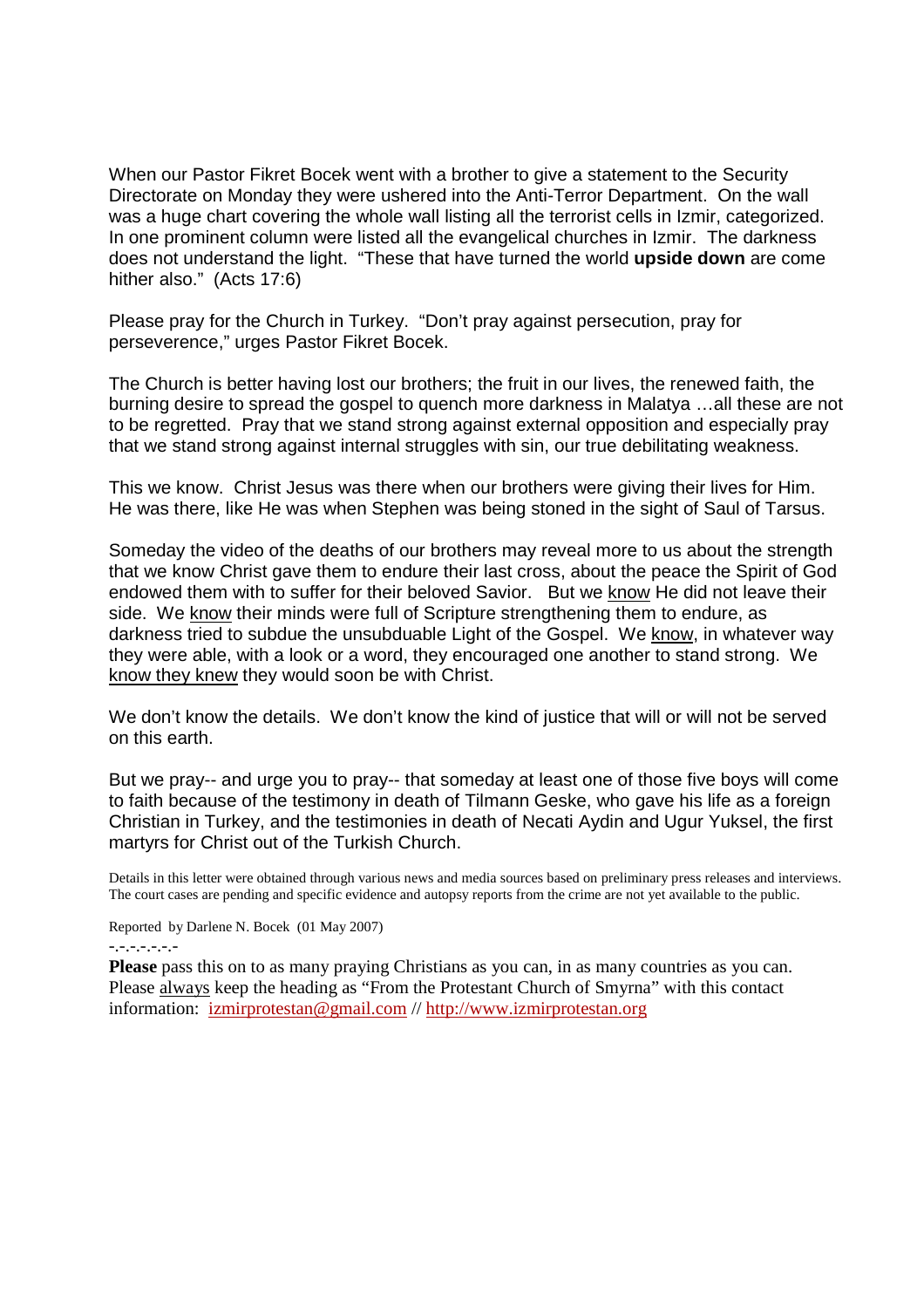When our Pastor Fikret Bocek went with a brother to give a statement to the Security Directorate on Monday they were ushered into the Anti-Terror Department. On the wall was a huge chart covering the whole wall listing all the terrorist cells in Izmir, categorized. In one prominent column were listed all the evangelical churches in Izmir. The darkness does not understand the light. "These that have turned the world **upside down** are come hither also." (Acts 17:6)

Please pray for the Church in Turkey. "Don't pray against persecution, pray for perseverence," urges Pastor Fikret Bocek.

The Church is better having lost our brothers; the fruit in our lives, the renewed faith, the burning desire to spread the gospel to quench more darkness in Malatya …all these are not to be regretted. Pray that we stand strong against external opposition and especially pray that we stand strong against internal struggles with sin, our true debilitating weakness.

This we know. Christ Jesus was there when our brothers were giving their lives for Him. He was there, like He was when Stephen was being stoned in the sight of Saul of Tarsus.

Someday the video of the deaths of our brothers may reveal more to us about the strength that we know Christ gave them to endure their last cross, about the peace the Spirit of God endowed them with to suffer for their beloved Savior. But we know He did not leave their side. We know their minds were full of Scripture strengthening them to endure, as darkness tried to subdue the unsubduable Light of the Gospel. We know, in whatever way they were able, with a look or a word, they encouraged one another to stand strong. We know they knew they would soon be with Christ.

We don't know the details. We don't know the kind of justice that will or will not be served on this earth.

But we pray-- and urge you to pray-- that someday at least one of those five boys will come to faith because of the testimony in death of Tilmann Geske, who gave his life as a foreign Christian in Turkey, and the testimonies in death of Necati Aydin and Ugur Yuksel, the first martyrs for Christ out of the Turkish Church.

Details in this letter were obtained through various news and media sources based on preliminary press releases and interviews. The court cases are pending and specific evidence and autopsy reports from the crime are not yet available to the public.

Reported by Darlene N. Bocek (01 May 2007)

-.-.-.-.-.-.-

**Please** pass this on to as many praying Christians as you can, in as many countries as you can. Please always keep the heading as "From the Protestant Church of Smyrna" with this contact information: izmirprotestan@gmail.com // http://www.izmirprotestan.org